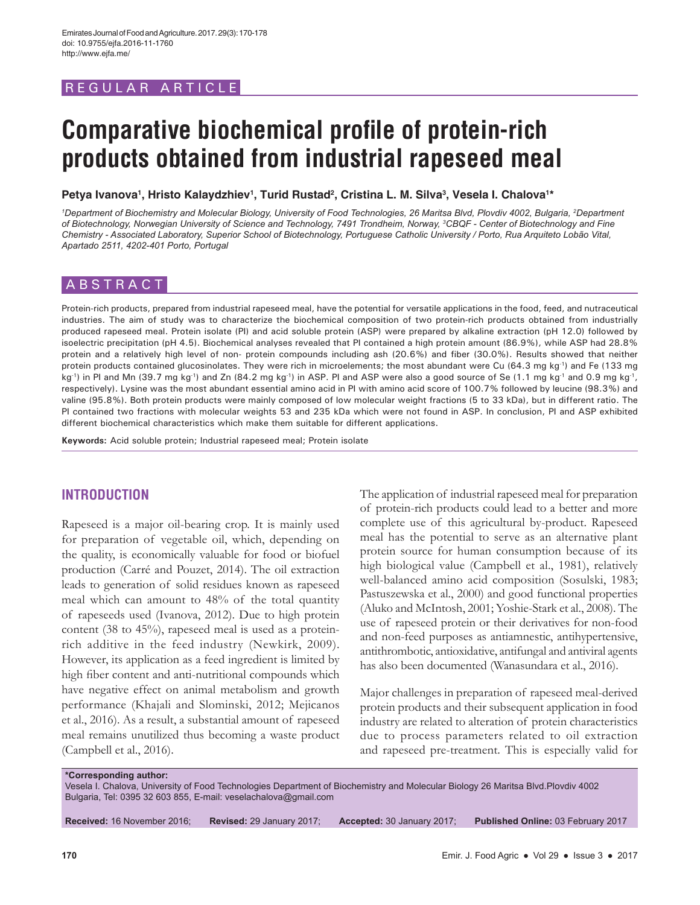REGULAR ARTICLE

# Comparative biochemical profile of protein-rich products obtained from industrial rapeseed meal

**Petya Ivanova[1], Hristo Kalaydzhiev[1], Turid Rustad[2], Cristina L. M. Silva[3], Vesela I. Chalova[1]***

*[1]Department of Biochemistry and Molecular Biology, University of Food Technologies, 26 Maritsa Blvd, Plovdiv 4002, Bulgaria, [2]Department of Biotechnology, Norwegian University of Science and Technology, 7491 Trondheim, Norway, [3]CBQF - Center of Biotechnology and Fine Chemistry - Associated Laboratory, Superior School of Biotechnology, Portuguese Catholic University / Porto, Rua Arquiteto Lobão Vital, Apartado 2511, 4202-401 Porto, Portugal*

## ABSTRACT

Protein-rich products, prepared from industrial rapeseed meal, have the potential for versatile applications in the food, feed, and nutraceutical industries. The aim of study was to characterize the biochemical composition of two protein-rich products obtained from industrially produced rapeseed meal. Protein isolate (PI) and acid soluble protein (ASP) were prepared by alkaline extraction (pH 12.0) followed by isoelectric precipitation (pH 4.5). Biochemical analyses revealed that PI contained a high protein amount (86.9%), while ASP had 28.8% protein and a relatively high level of non- protein compounds including ash (20.6%) and fiber (30.0%). Results showed that neither protein products contained glucosinolates. They were rich in microelements; the most abundant were Cu (64.3 mg kg$^{-1}$) and Fe (133 mg kg$^{-1}$) in PI and Mn (39.7 mg kg$^{-1}$) and Zn (84.2 mg kg$^{-1}$) in ASP. PI and ASP were also a good source of Se (1.1 mg kg$^{-1}$ and 0.9 mg kg$^{-1}$, respectively). Lysine was the most abundant essential amino acid in PI with amino acid score of 100.7% followed by leucine (98.3%) and valine (95.8%). Both protein products were mainly composed of low molecular weight fractions (5 to 33 kDa), but in different ratio. The PI contained two fractions with molecular weights 53 and 235 kDa which were not found in ASP. In conclusion, PI and ASP exhibited different biochemical characteristics which make them suitable for different applications.

**Keywords:** Acid soluble protein; Industrial rapeseed meal; Protein isolate

## INTRODUCTION

Rapeseed is a major oil-bearing crop. It is mainly used for preparation of vegetable oil, which, depending on the quality, is economically valuable for food or biofuel production (Carré and Pouzet, 2014). The oil extraction leads to generation of solid residues known as rapeseed meal which can amount to 48% of the total quantity of rapeseeds used (Ivanova, 2012). Due to high protein content (38 to 45%), rapeseed meal is used as a protein-rich additive in the feed industry (Newkirk, 2009). However, its application as a feed ingredient is limited by high fiber content and anti-nutritional compounds which have negative effect on animal metabolism and growth performance (Khajali and Slominski, 2012; Mejicanos et al., 2016). As a result, a substantial amount of rapeseed meal remains unutilized thus becoming a waste product (Campbell et al., 2016).

The application of industrial rapeseed meal for preparation of protein-rich products could lead to a better and more complete use of this agricultural by-product. Rapeseed meal has the potential to serve as an alternative plant protein source for human consumption because of its high biological value (Campbell et al., 1981), relatively well-balanced amino acid composition (Sosulski, 1983; Pastuszewska et al., 2000) and good functional properties (Aluko and McIntosh, 2001; Yoshie-Stark et al., 2008). The use of rapeseed protein or their derivatives for non-food and non-feed purposes as antiamnestic, antihypertensive, antithrombotic, antioxidative, antifungal and antiviral agents has also been documented (Wanasundara et al., 2016).

Major challenges in preparation of rapeseed meal-derived protein products and their subsequent application in food industry are related to alteration of protein characteristics due to process parameters related to oil extraction and rapeseed pre-treatment. This is especially valid for

**\*Corresponding author:**
Vesela I. Chalova, University of Food Technologies Department of Biochemistry and Molecular Biology 26 Maritsa Blvd.Plovdiv 4002 Bulgaria, Tel: 0395 32 603 855, E-mail: veselachalova@gmail.com

**Received:** 16 November 2016; **Revised:** 29 January 2017; **Accepted:** 30 January 2017; **Published Online:** 03 February 2017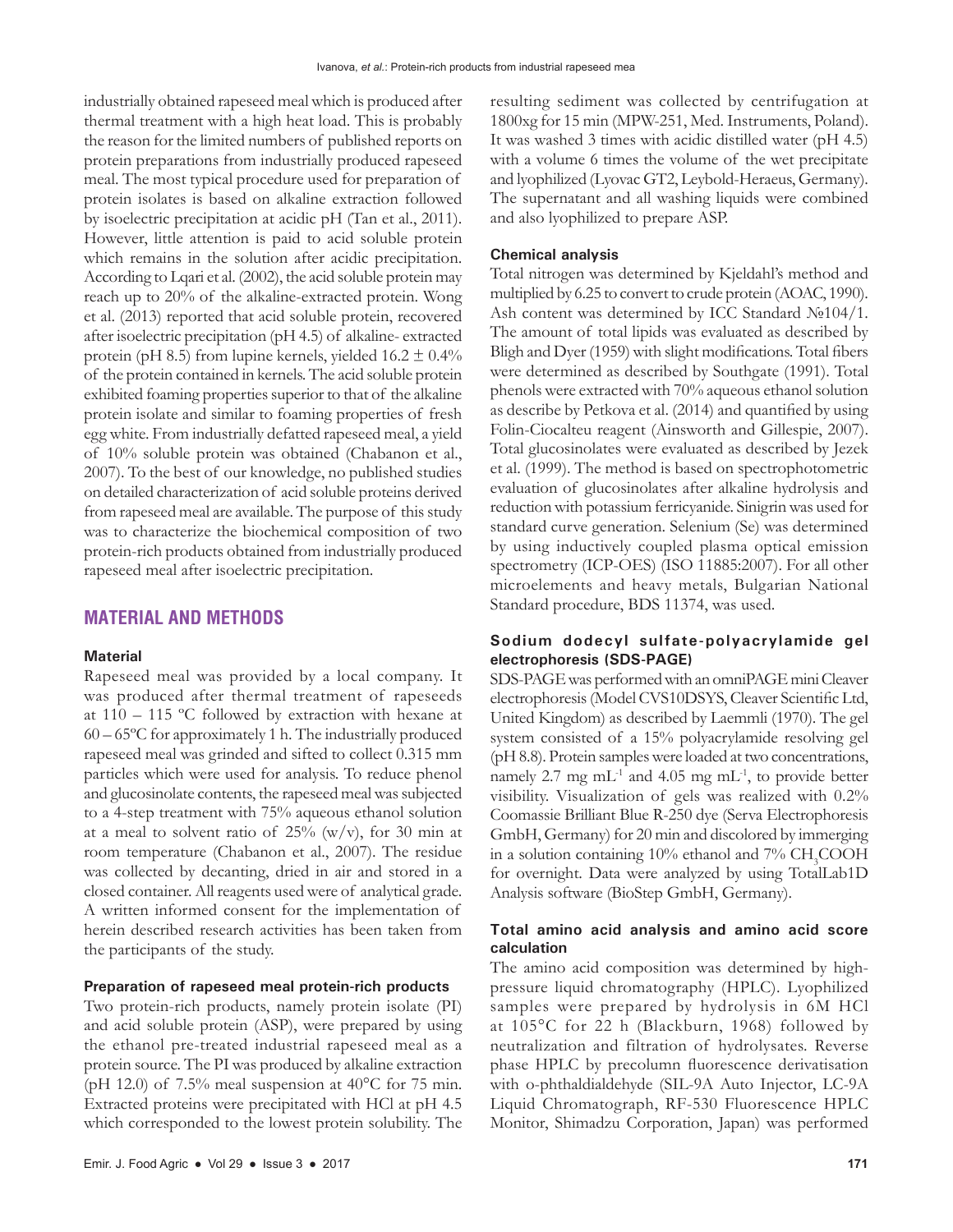industrially obtained rapeseed meal which is produced after thermal treatment with a high heat load. This is probably the reason for the limited numbers of published reports on protein preparations from industrially produced rapeseed meal. The most typical procedure used for preparation of protein isolates is based on alkaline extraction followed by isoelectric precipitation at acidic pH (Tan et al., 2011). However, little attention is paid to acid soluble protein which remains in the solution after acidic precipitation. According to Lqari et al. (2002), the acid soluble protein may reach up to 20% of the alkaline-extracted protein. Wong et al. (2013) reported that acid soluble protein, recovered after isoelectric precipitation (pH 4.5) of alkaline- extracted protein (pH 8.5) from lupine kernels, yielded 16.2 ± 0.4% of the protein contained in kernels. The acid soluble protein exhibited foaming properties superior to that of the alkaline protein isolate and similar to foaming properties of fresh egg white. From industrially defatted rapeseed meal, a yield of 10% soluble protein was obtained (Chabanon et al., 2007). To the best of our knowledge, no published studies on detailed characterization of acid soluble proteins derived from rapeseed meal are available. The purpose of this study was to characterize the biochemical composition of two protein-rich products obtained from industrially produced rapeseed meal after isoelectric precipitation.

## MATERIAL AND METHODS

### Material

Rapeseed meal was provided by a local company. It was produced after thermal treatment of rapeseeds at 110 – 115 ºC followed by extraction with hexane at 60 – 65ºC for approximately 1 h. The industrially produced rapeseed meal was grinded and sifted to collect 0.315 mm particles which were used for analysis. To reduce phenol and glucosinolate contents, the rapeseed meal was subjected to a 4-step treatment with 75% aqueous ethanol solution at a meal to solvent ratio of 25% (w/v), for 30 min at room temperature (Chabanon et al., 2007). The residue was collected by decanting, dried in air and stored in a closed container. All reagents used were of analytical grade. A written informed consent for the implementation of herein described research activities has been taken from the participants of the study.

### Preparation of rapeseed meal protein-rich products

Two protein-rich products, namely protein isolate (PI) and acid soluble protein (ASP), were prepared by using the ethanol pre-treated industrial rapeseed meal as a protein source. The PI was produced by alkaline extraction (pH 12.0) of 7.5% meal suspension at 40°C for 75 min. Extracted proteins were precipitated with HCl at pH 4.5 which corresponded to the lowest protein solubility. The resulting sediment was collected by centrifugation at 1800xg for 15 min (MPW-251, Med. Instruments, Poland). It was washed 3 times with acidic distilled water (pH 4.5) with a volume 6 times the volume of the wet precipitate and lyophilized (Lyovac GT2, Leybold-Heraeus, Germany). The supernatant and all washing liquids were combined and also lyophilized to prepare ASP.

### Chemical analysis

Total nitrogen was determined by Kjeldahl's method and multiplied by 6.25 to convert to crude protein (AOAC, 1990). Ash content was determined by ICC Standard №104/1. The amount of total lipids was evaluated as described by Bligh and Dyer (1959) with slight modifications. Total fibers were determined as described by Southgate (1991). Total phenols were extracted with 70% aqueous ethanol solution as describe by Petkova et al. (2014) and quantified by using Folin-Ciocalteu reagent (Ainsworth and Gillespie, 2007). Total glucosinolates were evaluated as described by Jezek et al. (1999). The method is based on spectrophotometric evaluation of glucosinolates after alkaline hydrolysis and reduction with potassium ferricyanide. Sinigrin was used for standard curve generation. Selenium (Se) was determined by using inductively coupled plasma optical emission spectrometry (ICP-OES) (ISO 11885:2007). For all other microelements and heavy metals, Bulgarian National Standard procedure, BDS 11374, was used.

### Sodium dodecyl sulfate-polyacrylamide gel electrophoresis (SDS-PAGE)

SDS-PAGE was performed with an omniPAGE mini Cleaver electrophoresis (Model CVS10DSYS, Cleaver Scientific Ltd, United Kingdom) as described by Laemmli (1970). The gel system consisted of a 15% polyacrylamide resolving gel (pH 8.8). Protein samples were loaded at two concentrations, namely 2.7 mg $mL^{-1}$ and 4.05 mg $mL^{-1}$, to provide better visibility. Visualization of gels was realized with 0.2% Coomassie Brilliant Blue R-250 dye (Serva Electrophoresis GmbH, Germany) for 20 min and discolored by immerging in a solution containing 10% ethanol and 7% $CH_3COOH$ for overnight. Data were analyzed by using TotalLab1D Analysis software (BioStep GmbH, Germany).

### Total amino acid analysis and amino acid score calculation

The amino acid composition was determined by high-pressure liquid chromatography (HPLC). Lyophilized samples were prepared by hydrolysis in 6M HCl at 105°C for 22 h (Blackburn, 1968) followed by neutralization and filtration of hydrolysates. Reverse phase HPLC by precolumn fluorescence derivatisation with o-phthaldialdehyde (SIL-9A Auto Injector, LC-9A Liquid Chromatograph, RF-530 Fluorescence HPLC Monitor, Shimadzu Corporation, Japan) was performed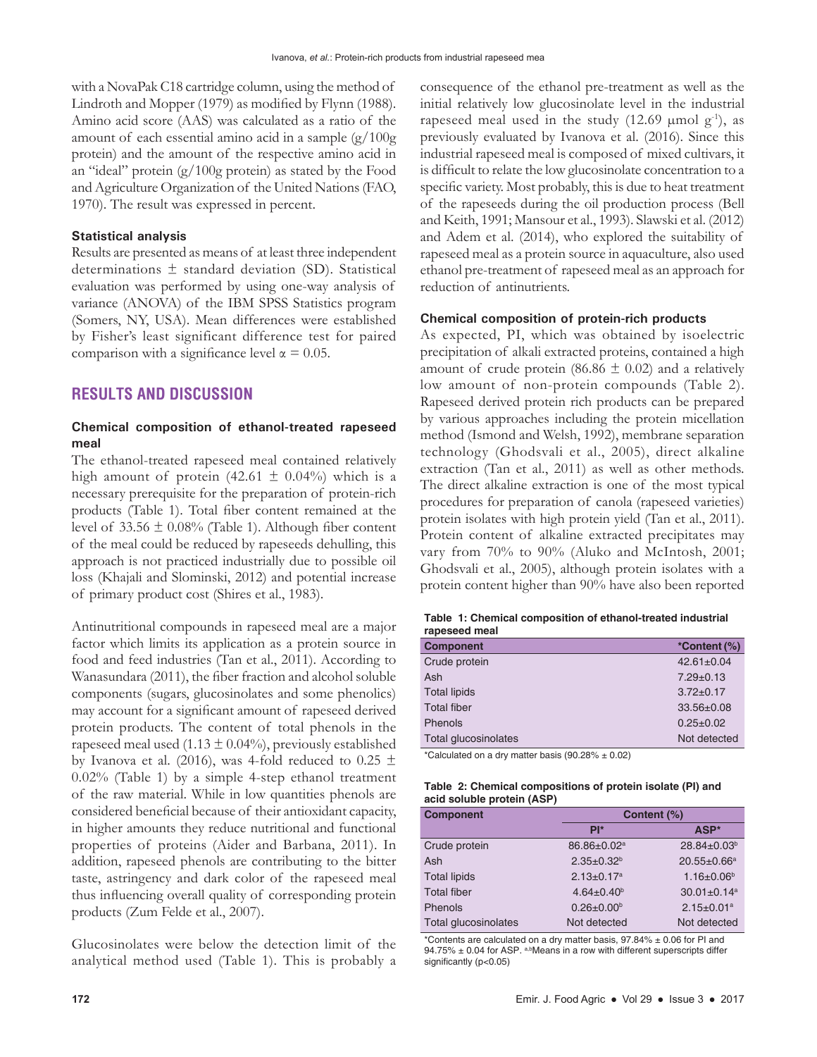with a NovaPak C18 cartridge column, using the method of Lindroth and Mopper (1979) as modified by Flynn (1988). Amino acid score (AAS) was calculated as a ratio of the amount of each essential amino acid in a sample (g/100g protein) and the amount of the respective amino acid in an "ideal" protein (g/100g protein) as stated by the Food and Agriculture Organization of the United Nations (FAO, 1970). The result was expressed in percent.

### Statistical analysis

Results are presented as means of at least three independent determinations ± standard deviation (SD). Statistical evaluation was performed by using one-way analysis of variance (ANOVA) of the IBM SPSS Statistics program (Somers, NY, USA). Mean differences were established by Fisher's least significant difference test for paired comparison with a significance level $\alpha = 0.05$.

## RESULTS AND DISCUSSION

### Chemical composition of ethanol-treated rapeseed meal

The ethanol-treated rapeseed meal contained relatively high amount of protein (42.61 ± 0.04%) which is a necessary prerequisite for the preparation of protein-rich products (Table 1). Total fiber content remained at the level of 33.56 ± 0.08% (Table 1). Although fiber content of the meal could be reduced by rapeseeds dehulling, this approach is not practiced industrially due to possible oil loss (Khajali and Slominski, 2012) and potential increase of primary product cost (Shires et al., 1983).

Antinutritional compounds in rapeseed meal are a major factor which limits its application as a protein source in food and feed industries (Tan et al., 2011). According to Wanasundara (2011), the fiber fraction and alcohol soluble components (sugars, glucosinolates and some phenolics) may account for a significant amount of rapeseed derived protein products. The content of total phenols in the rapeseed meal used (1.13 ± 0.04%), previously established by Ivanova et al. (2016), was 4-fold reduced to 0.25 ± 0.02% (Table 1) by a simple 4-step ethanol treatment of the raw material. While in low quantities phenols are considered beneficial because of their antioxidant capacity, in higher amounts they reduce nutritional and functional properties of proteins (Aider and Barbana, 2011). In addition, rapeseed phenols are contributing to the bitter taste, astringency and dark color of the rapeseed meal thus influencing overall quality of corresponding protein products (Zum Felde et al., 2007).

Glucosinolates were below the detection limit of the analytical method used (Table 1). This is probably a consequence of the ethanol pre-treatment as well as the initial relatively low glucosinolate level in the industrial rapeseed meal used in the study (12.69 μmol $g^{-1}$), as previously evaluated by Ivanova et al. (2016). Since this industrial rapeseed meal is composed of mixed cultivars, it is difficult to relate the low glucosinolate concentration to a specific variety. Most probably, this is due to heat treatment of the rapeseeds during the oil production process (Bell and Keith, 1991; Mansour et al., 1993). Slawski et al. (2012) and Adem et al. (2014), who explored the suitability of rapeseed meal as a protein source in aquaculture, also used ethanol pre-treatment of rapeseed meal as an approach for reduction of antinutrients.

### Chemical composition of protein-rich products

As expected, PI, which was obtained by isoelectric precipitation of alkali extracted proteins, contained a high amount of crude protein (86.86 ± 0.02) and a relatively low amount of non-protein compounds (Table 2). Rapeseed derived protein rich products can be prepared by various approaches including the protein micellation method (Ismond and Welsh, 1992), membrane separation technology (Ghodsvali et al., 2005), direct alkaline extraction (Tan et al., 2011) as well as other methods. The direct alkaline extraction is one of the most typical procedures for preparation of canola (rapeseed varieties) protein isolates with high protein yield (Tan et al., 2011). Protein content of alkaline extracted precipitates may vary from 70% to 90% (Aluko and McIntosh, 2001; Ghodsvali et al., 2005), although protein isolates with a protein content higher than 90% have also been reported

**Table 1: Chemical composition of ethanol-treated industrial rapeseed meal**

| Component | *Content (%) |
|---|---|
| Crude protein | 42.61±0.04 |
| Ash | 7.29±0.13 |
| Total lipids | 3.72±0.17 |
| Total fiber | 33.56±0.08 |
| Phenols | 0.25±0.02 |
| Total glucosinolates | Not detected |

*Calculated on a dry matter basis (90.28% ± 0.02)

**Table 2: Chemical compositions of protein isolate (PI) and acid soluble protein (ASP)**

| Component | Content (%) | |
|---|---|---|
| | PI* | ASP* |
| Crude protein | 86.86±0.02[a] | 28.84±0.03[b] |
| Ash | 2.35±0.32[b] | 20.55±0.66[a] |
| Total lipids | 2.13±0.17[a] | 1.16±0.06[b] |
| Total fiber | 4.64±0.40[b] | 30.01±0.14[a] |
| Phenols | 0.26±0.00[b] | 2.15±0.01[a] |
| Total glucosinolates | Not detected | Not detected |

*Contents are calculated on a dry matter basis, 97.84% ± 0.06 for PI and 94.75% ± 0.04 for ASP. [a,b]Means in a row with different superscripts differ significantly ($p<0.05$)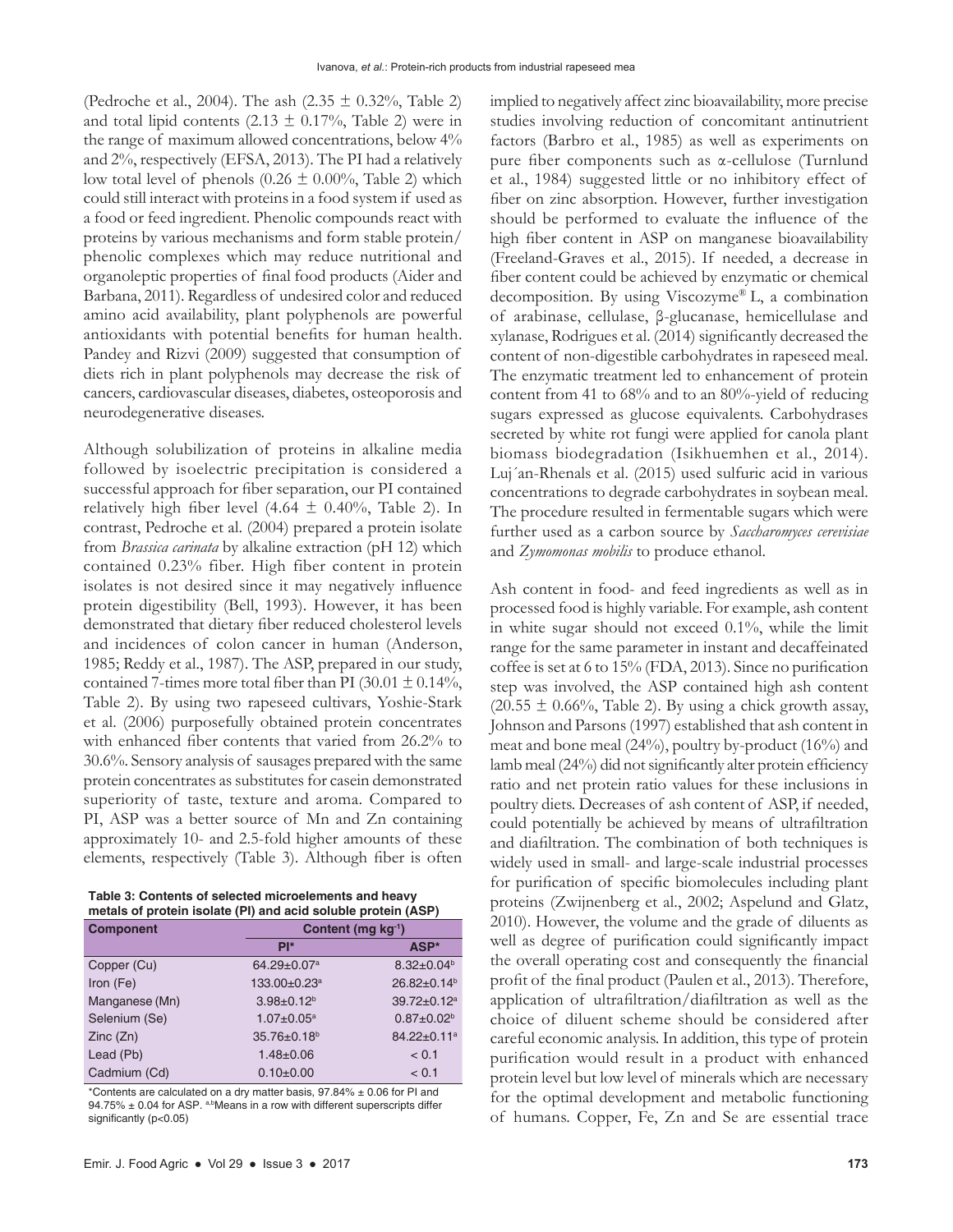(Pedroche et al., 2004). The ash (2.35 ± 0.32%, Table 2) and total lipid contents (2.13 ± 0.17%, Table 2) were in the range of maximum allowed concentrations, below 4% and 2%, respectively (EFSA, 2013). The PI had a relatively low total level of phenols (0.26 ± 0.00%, Table 2) which could still interact with proteins in a food system if used as a food or feed ingredient. Phenolic compounds react with proteins by various mechanisms and form stable protein/phenolic complexes which may reduce nutritional and organoleptic properties of final food products (Aider and Barbana, 2011). Regardless of undesired color and reduced amino acid availability, plant polyphenols are powerful antioxidants with potential benefits for human health. Pandey and Rizvi (2009) suggested that consumption of diets rich in plant polyphenols may decrease the risk of cancers, cardiovascular diseases, diabetes, osteoporosis and neurodegenerative diseases.

Although solubilization of proteins in alkaline media followed by isoelectric precipitation is considered a successful approach for fiber separation, our PI contained relatively high fiber level (4.64 ± 0.40%, Table 2). In contrast, Pedroche et al. (2004) prepared a protein isolate from *Brassica carinata* by alkaline extraction (pH 12) which contained 0.23% fiber. High fiber content in protein isolates is not desired since it may negatively influence protein digestibility (Bell, 1993). However, it has been demonstrated that dietary fiber reduced cholesterol levels and incidences of colon cancer in human (Anderson, 1985; Reddy et al., 1987). The ASP, prepared in our study, contained 7-times more total fiber than PI (30.01 ± 0.14%, Table 2). By using two rapeseed cultivars, Yoshie-Stark et al. (2006) purposefully obtained protein concentrates with enhanced fiber contents that varied from 26.2% to 30.6%. Sensory analysis of sausages prepared with the same protein concentrates as substitutes for casein demonstrated superiority of taste, texture and aroma. Compared to PI, ASP was a better source of Mn and Zn containing approximately 10- and 2.5-fold higher amounts of these elements, respectively (Table 3). Although fiber is often implied to negatively affect zinc bioavailability, more precise studies involving reduction of concomitant antinutrient factors (Barbro et al., 1985) as well as experiments on pure fiber components such as α-cellulose (Turnlund et al., 1984) suggested little or no inhibitory effect of fiber on zinc absorption. However, further investigation should be performed to evaluate the influence of the high fiber content in ASP on manganese bioavailability (Freeland-Graves et al., 2015). If needed, a decrease in fiber content could be achieved by enzymatic or chemical decomposition. By using Viscozyme® L, a combination of arabinase, cellulase, β-glucanase, hemicellulase and xylanase, Rodrigues et al. (2014) significantly decreased the content of non-digestible carbohydrates in rapeseed meal. The enzymatic treatment led to enhancement of protein content from 41 to 68% and to an 80%-yield of reducing sugars expressed as glucose equivalents. Carbohydrases secreted by white rot fungi were applied for canola plant biomass biodegradation (Isikhuemhen et al., 2014). Luj´an-Rhenals et al. (2015) used sulfuric acid in various concentrations to degrade carbohydrates in soybean meal. The procedure resulted in fermentable sugars which were further used as a carbon source by *Saccharomyces cerevisiae* and *Zymomonas mobilis* to produce ethanol.

**Table 3: Contents of selected microelements and heavy metals of protein isolate (PI) and acid soluble protein (ASP)**

| Component | Content (mg kg$^{-1}$) | |
|---|---|---|
| | PI* | ASP* |
| Copper (Cu) | 64.29±0.07$^{a}$ | 8.32±0.04$^{b}$ |
| Iron (Fe) | 133.00±0.23$^{a}$ | 26.82±0.14$^{b}$ |
| Manganese (Mn) | 3.98±0.12$^{b}$ | 39.72±0.12$^{a}$ |
| Selenium (Se) | 1.07±0.05$^{a}$ | 0.87±0.02$^{b}$ |
| Zinc (Zn) | 35.76±0.18$^{b}$ | 84.22±0.11$^{a}$ |
| Lead (Pb) | 1.48±0.06 | < 0.1 |
| Cadmium (Cd) | 0.10±0.00 | < 0.1 |

*Contents are calculated on a dry matter basis, 97.84% ± 0.06 for PI and 94.75% ± 0.04 for ASP. a,bMeans in a row with different superscripts differ significantly ($p<0.05$)

Ash content in food- and feed ingredients as well as in processed food is highly variable. For example, ash content in white sugar should not exceed 0.1%, while the limit range for the same parameter in instant and decaffeinated coffee is set at 6 to 15% (FDA, 2013). Since no purification step was involved, the ASP contained high ash content (20.55 ± 0.66%, Table 2). By using a chick growth assay, Johnson and Parsons (1997) established that ash content in meat and bone meal (24%), poultry by-product (16%) and lamb meal (24%) did not significantly alter protein efficiency ratio and net protein ratio values for these inclusions in poultry diets. Decreases of ash content of ASP, if needed, could potentially be achieved by means of ultrafiltration and diafiltration. The combination of both techniques is widely used in small- and large-scale industrial processes for purification of specific biomolecules including plant proteins (Zwijnenberg et al., 2002; Aspelund and Glatz, 2010). However, the volume and the grade of diluents as well as degree of purification could significantly impact the overall operating cost and consequently the financial profit of the final product (Paulen et al., 2013). Therefore, application of ultrafiltration/diafiltration as well as the choice of diluent scheme should be considered after careful economic analysis. In addition, this type of protein purification would result in a product with enhanced protein level but low level of minerals which are necessary for the optimal development and metabolic functioning of humans. Copper, Fe, Zn and Se are essential trace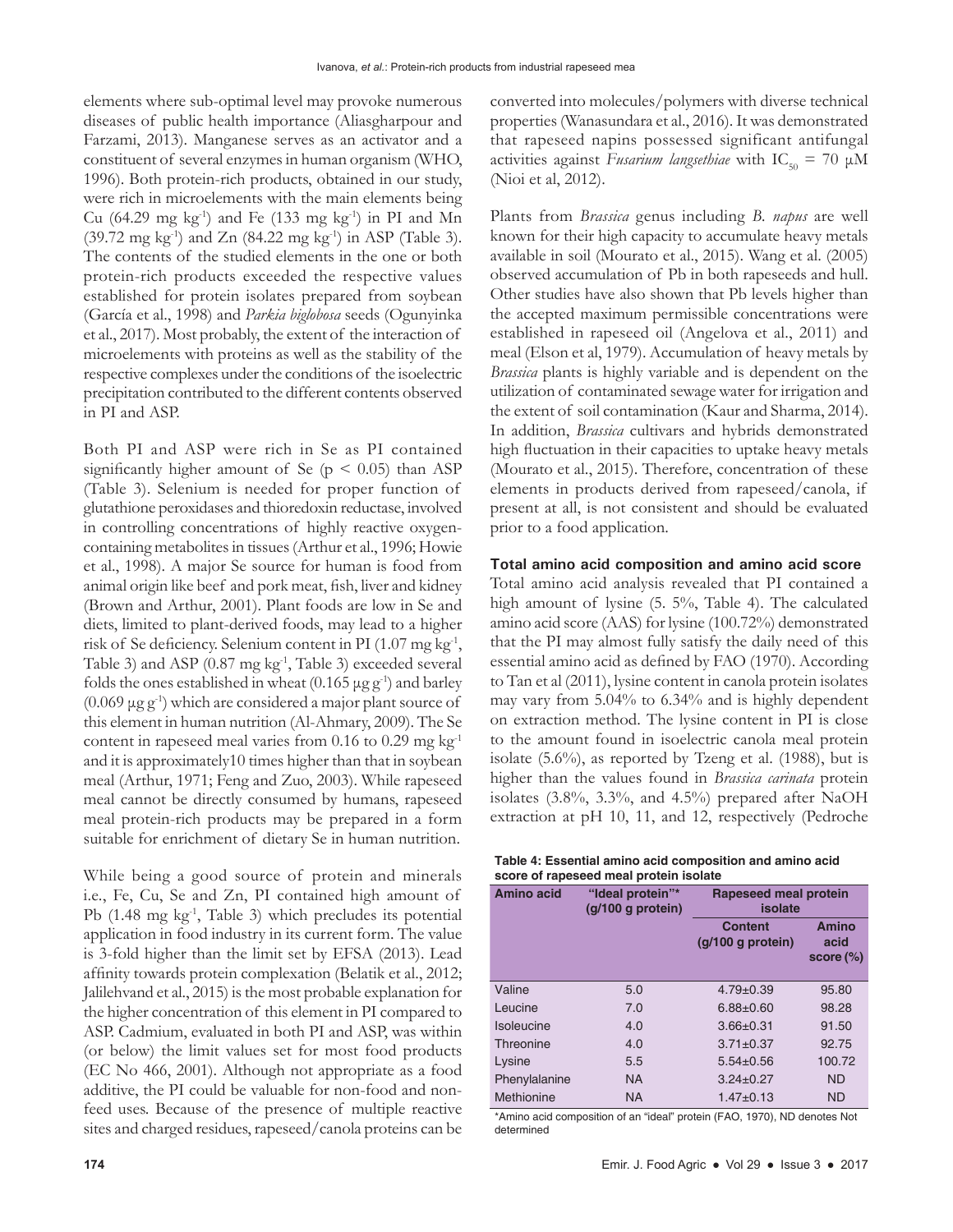elements where sub-optimal level may provoke numerous diseases of public health importance (Aliasgharpour and Farzami, 2013). Manganese serves as an activator and a constituent of several enzymes in human organism (WHO, 1996). Both protein-rich products, obtained in our study, were rich in microelements with the main elements being Cu (64.29 mg $kg^{-1}$) and Fe (133 mg $kg^{-1}$) in PI and Mn (39.72 mg $kg^{-1}$) and Zn (84.22 mg $kg^{-1}$) in ASP (Table 3). The contents of the studied elements in the one or both protein-rich products exceeded the respective values established for protein isolates prepared from soybean (García et al., 1998) and *Parkia biglobosa* seeds (Ogunyinka et al., 2017). Most probably, the extent of the interaction of microelements with proteins as well as the stability of the respective complexes under the conditions of the isoelectric precipitation contributed to the different contents observed in PI and ASP.

Both PI and ASP were rich in Se as PI contained significantly higher amount of Se ($p < 0.05$) than ASP (Table 3). Selenium is needed for proper function of glutathione peroxidases and thioredoxin reductase, involved in controlling concentrations of highly reactive oxygen-containing metabolites in tissues (Arthur et al., 1996; Howie et al., 1998). A major Se source for human is food from animal origin like beef and pork meat, fish, liver and kidney (Brown and Arthur, 2001). Plant foods are low in Se and diets, limited to plant-derived foods, may lead to a higher risk of Se deficiency. Selenium content in PI (1.07 mg $kg^{-1}$, Table 3) and ASP (0.87 mg $kg^{-1}$, Table 3) exceeded several folds the ones established in wheat (0.165 μg $g^{-1}$) and barley (0.069 μg $g^{-1}$) which are considered a major plant source of this element in human nutrition (Al-Ahmary, 2009). The Se content in rapeseed meal varies from 0.16 to 0.29 mg $kg^{-1}$ and it is approximately10 times higher than that in soybean meal (Arthur, 1971; Feng and Zuo, 2003). While rapeseed meal cannot be directly consumed by humans, rapeseed meal protein-rich products may be prepared in a form suitable for enrichment of dietary Se in human nutrition.

While being a good source of protein and minerals i.e., Fe, Cu, Se and Zn, PI contained high amount of Pb (1.48 mg $kg^{-1}$, Table 3) which precludes its potential application in food industry in its current form. The value is 3-fold higher than the limit set by EFSA (2013). Lead affinity towards protein complexation (Belatik et al., 2012; Jalilehvand et al., 2015) is the most probable explanation for the higher concentration of this element in PI compared to ASP. Cadmium, evaluated in both PI and ASP, was within (or below) the limit values set for most food products (EC No 466, 2001). Although not appropriate as a food additive, the PI could be valuable for non-food and non-feed uses. Because of the presence of multiple reactive sites and charged residues, rapeseed/canola proteins can be converted into molecules/polymers with diverse technical properties (Wanasundara et al., 2016). It was demonstrated that rapeseed napins possessed significant antifungal activities against *Fusarium langsethiae* with $IC_{50}$ = 70 μM (Nioi et al, 2012).

Plants from *Brassica* genus including *B. napus* are well known for their high capacity to accumulate heavy metals available in soil (Mourato et al., 2015). Wang et al. (2005) observed accumulation of Pb in both rapeseeds and hull. Other studies have also shown that Pb levels higher than the accepted maximum permissible concentrations were established in rapeseed oil (Angelova et al., 2011) and meal (Elson et al, 1979). Accumulation of heavy metals by *Brassica* plants is highly variable and is dependent on the utilization of contaminated sewage water for irrigation and the extent of soil contamination (Kaur and Sharma, 2014). In addition, *Brassica* cultivars and hybrids demonstrated high fluctuation in their capacities to uptake heavy metals (Mourato et al., 2015). Therefore, concentration of these elements in products derived from rapeseed/canola, if present at all, is not consistent and should be evaluated prior to a food application.

**Total amino acid composition and amino acid score**

Total amino acid analysis revealed that PI contained a high amount of lysine (5. 5%, Table 4). The calculated amino acid score (AAS) for lysine (100.72%) demonstrated that the PI may almost fully satisfy the daily need of this essential amino acid as defined by FAO (1970). According to Tan et al (2011), lysine content in canola protein isolates may vary from 5.04% to 6.34% and is highly dependent on extraction method. The lysine content in PI is close to the amount found in isoelectric canola meal protein isolate (5.6%), as reported by Tzeng et al. (1988), but is higher than the values found in *Brassica carinata* protein isolates (3.8%, 3.3%, and 4.5%) prepared after NaOH extraction at pH 10, 11, and 12, respectively (Pedroche

**Table 4: Essential amino acid composition and amino acid score of rapeseed meal protein isolate**

| Amino acid | "Ideal protein"* (g/100 g protein) | Rapeseed meal protein isolate | |
|---|---|---|---|
| | | Content (g/100 g protein) | Amino acid score (%) |
| Valine | 5.0 | 4.79±0.39 | 95.80 |
| Leucine | 7.0 | 6.88±0.60 | 98.28 |
| Isoleucine | 4.0 | 3.66±0.31 | 91.50 |
| Threonine | 4.0 | 3.71±0.37 | 92.75 |
| Lysine | 5.5 | 5.54±0.56 | 100.72 |
| Phenylalanine | NA | 3.24±0.27 | ND |
| Methionine | NA | 1.47±0.13 | ND |

*Amino acid composition of an "ideal" protein (FAO, 1970), ND denotes Not determined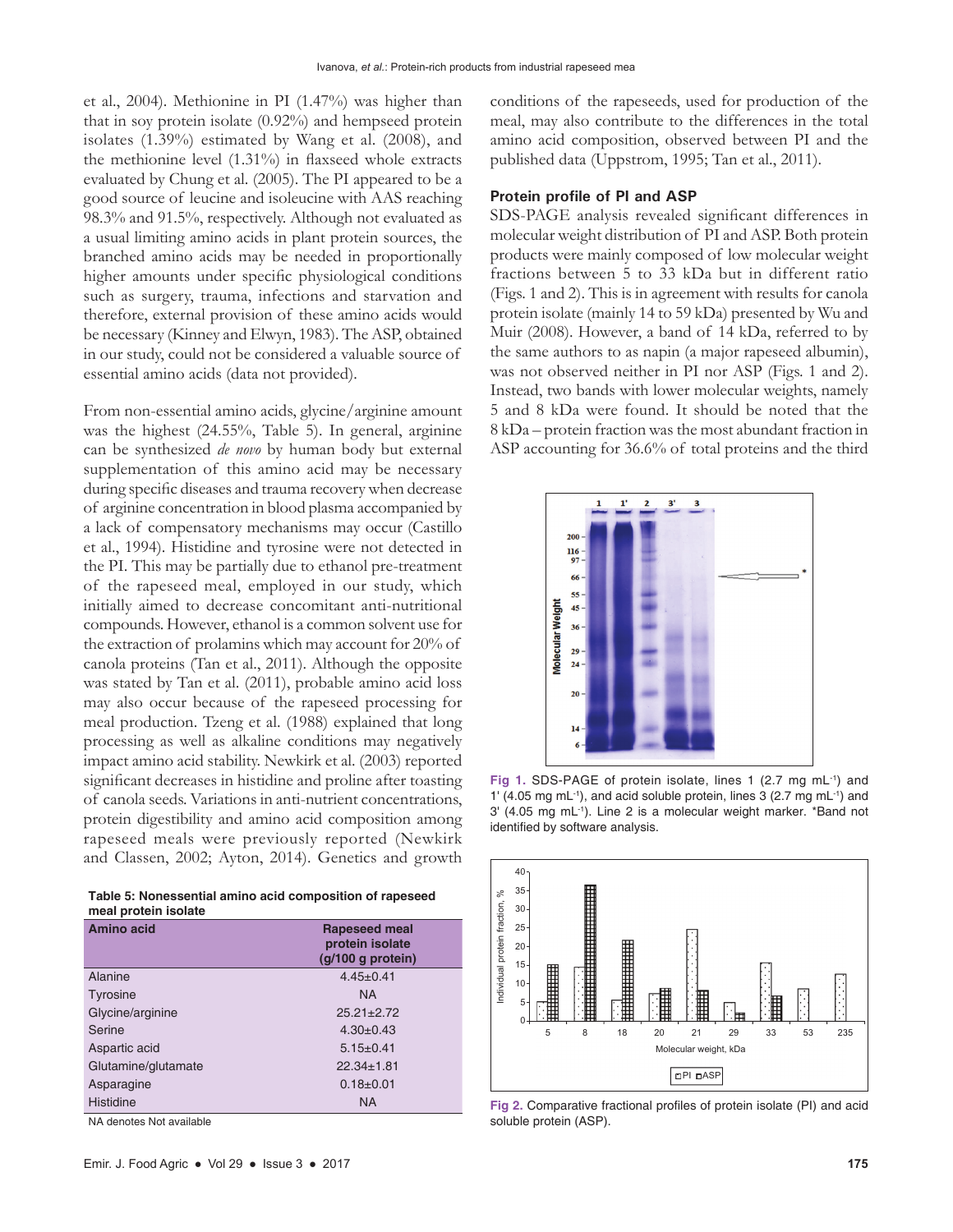et al., 2004). Methionine in PI (1.47%) was higher than that in soy protein isolate (0.92%) and hempseed protein isolates (1.39%) estimated by Wang et al. (2008), and the methionine level (1.31%) in flaxseed whole extracts evaluated by Chung et al. (2005). The PI appeared to be a good source of leucine and isoleucine with AAS reaching 98.3% and 91.5%, respectively. Although not evaluated as a usual limiting amino acids in plant protein sources, the branched amino acids may be needed in proportionally higher amounts under specific physiological conditions such as surgery, trauma, infections and starvation and therefore, external provision of these amino acids would be necessary (Kinney and Elwyn, 1983). The ASP, obtained in our study, could not be considered a valuable source of essential amino acids (data not provided).

From non-essential amino acids, glycine/arginine amount was the highest (24.55%, Table 5). In general, arginine can be synthesized *de novo* by human body but external supplementation of this amino acid may be necessary during specific diseases and trauma recovery when decrease of arginine concentration in blood plasma accompanied by a lack of compensatory mechanisms may occur (Castillo et al., 1994). Histidine and tyrosine were not detected in the PI. This may be partially due to ethanol pre-treatment of the rapeseed meal, employed in our study, which initially aimed to decrease concomitant anti-nutritional compounds. However, ethanol is a common solvent use for the extraction of prolamins which may account for 20% of canola proteins (Tan et al., 2011). Although the opposite was stated by Tan et al. (2011), probable amino acid loss may also occur because of the rapeseed processing for meal production. Tzeng et al. (1988) explained that long processing as well as alkaline conditions may negatively impact amino acid stability. Newkirk et al. (2003) reported significant decreases in histidine and proline after toasting of canola seeds. Variations in anti-nutrient concentrations, protein digestibility and amino acid composition among rapeseed meals were previously reported (Newkirk and Classen, 2002; Ayton, 2014). Genetics and growth conditions of the rapeseeds, used for production of the meal, may also contribute to the differences in the total amino acid composition, observed between PI and the published data (Uppstrom, 1995; Tan et al., 2011).

**Table 5: Nonessential amino acid composition of rapeseed meal protein isolate**

| Amino acid | Rapeseed meal protein isolate (g/100 g protein) |
|---|---|
| Alanine | 4.45±0.41 |
| Tyrosine | NA |
| Glycine/arginine | 25.21±2.72 |
| Serine | 4.30±0.43 |
| Aspartic acid | 5.15±0.41 |
| Glutamine/glutamate | 22.34±1.81 |
| Asparagine | 0.18±0.01 |
| Histidine | NA |

NA denotes Not available

### Protein profile of PI and ASP

SDS-PAGE analysis revealed significant differences in molecular weight distribution of PI and ASP. Both protein products were mainly composed of low molecular weight fractions between 5 to 33 kDa but in different ratio (Figs. 1 and 2). This is in agreement with results for canola protein isolate (mainly 14 to 59 kDa) presented by Wu and Muir (2008). However, a band of 14 kDa, referred to by the same authors to as napin (a major rapeseed albumin), was not observed neither in PI nor ASP (Figs. 1 and 2). Instead, two bands with lower molecular weights, namely 5 and 8 kDa were found. It should be noted that the 8 kDa – protein fraction was the most abundant fraction in ASP accounting for 36.6% of total proteins and the third

**Fig 1.** SDS-PAGE of protein isolate, lines 1 (2.7 mg $mL^{-1}$) and 1' (4.05 mg $mL^{-1}$), and acid soluble protein, lines 3 (2.7 mg $mL^{-1}$) and 3' (4.05 mg $mL^{-1}$). Line 2 is a molecular weight marker. *Band not identified by software analysis.

**Fig 2.** Comparative fractional profiles of protein isolate (PI) and acid soluble protein (ASP).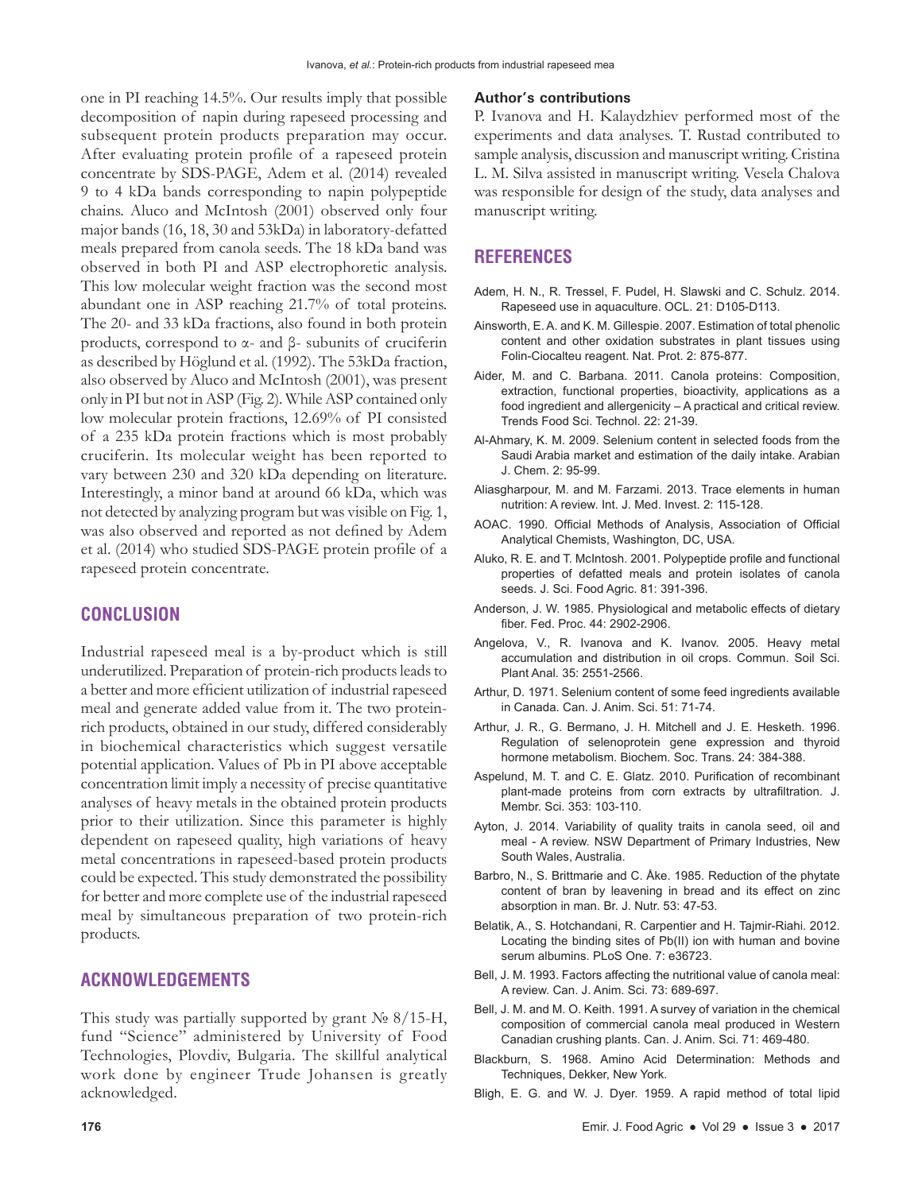one in PI reaching 14.5%. Our results imply that possible decomposition of napin during rapeseed processing and subsequent protein products preparation may occur. After evaluating protein profile of a rapeseed protein concentrate by SDS-PAGE, Adem et al. (2014) revealed 9 to 4 kDa bands corresponding to napin polypeptide chains. Aluco and McIntosh (2001) observed only four major bands (16, 18, 30 and 53kDa) in laboratory-defatted meals prepared from canola seeds. The 18 kDa band was observed in both PI and ASP electrophoretic analysis. This low molecular weight fraction was the second most abundant one in ASP reaching 21.7% of total proteins. The 20- and 33 kDa fractions, also found in both protein products, correspond to α- and β- subunits of cruciferin as described by Höglund et al. (1992). The 53kDa fraction, also observed by Aluco and McIntosh (2001), was present only in PI but not in ASP (Fig. 2). While ASP contained only low molecular protein fractions, 12.69% of PI consisted of a 235 kDa protein fractions which is most probably cruciferin. Its molecular weight has been reported to vary between 230 and 320 kDa depending on literature. Interestingly, a minor band at around 66 kDa, which was not detected by analyzing program but was visible on Fig. 1, was also observed and reported as not defined by Adem et al. (2014) who studied SDS-PAGE protein profile of a rapeseed protein concentrate.

## CONCLUSION

Industrial rapeseed meal is a by-product which is still underutilized. Preparation of protein-rich products leads to a better and more efficient utilization of industrial rapeseed meal and generate added value from it. The two protein-rich products, obtained in our study, differed considerably in biochemical characteristics which suggest versatile potential application. Values of Pb in PI above acceptable concentration limit imply a necessity of precise quantitative analyses of heavy metals in the obtained protein products prior to their utilization. Since this parameter is highly dependent on rapeseed quality, high variations of heavy metal concentrations in rapeseed-based protein products could be expected. This study demonstrated the possibility for better and more complete use of the industrial rapeseed meal by simultaneous preparation of two protein-rich products.

## ACKNOWLEDGEMENTS

This study was partially supported by grant № 8/15-H, fund "Science" administered by University of Food Technologies, Plovdiv, Bulgaria. The skillful analytical work done by engineer Trude Johansen is greatly acknowledged.

### Author's contributions

P. Ivanova and H. Kalaydzhiev performed most of the experiments and data analyses. T. Rustad contributed to sample analysis, discussion and manuscript writing. Cristina L. M. Silva assisted in manuscript writing. Vesela Chalova was responsible for design of the study, data analyses and manuscript writing.

## REFERENCES

Adem, H. N., R. Tressel, F. Pudel, H. Slawski and C. Schulz. 2014. Rapeseed use in aquaculture. OCL. 21: D105-D113.

Ainsworth, E. A. and K. M. Gillespie. 2007. Estimation of total phenolic content and other oxidation substrates in plant tissues using Folin-Ciocalteu reagent. Nat. Prot. 2: 875-877.

Aider, M. and C. Barbana. 2011. Canola proteins: Composition, extraction, functional properties, bioactivity, applications as a food ingredient and allergenicity – A practical and critical review. Trends Food Sci. Technol. 22: 21-39.

Al-Ahmary, K. M. 2009. Selenium content in selected foods from the Saudi Arabia market and estimation of the daily intake. Arabian J. Chem. 2: 95-99.

Aliasgharpour, M. and M. Farzami. 2013. Trace elements in human nutrition: A review. Int. J. Med. Invest. 2: 115-128.

AOAC. 1990. Official Methods of Analysis, Association of Official Analytical Chemists, Washington, DC, USA.

Aluko, R. E. and T. McIntosh. 2001. Polypeptide profile and functional properties of defatted meals and protein isolates of canola seeds. J. Sci. Food Agric. 81: 391-396.

Anderson, J. W. 1985. Physiological and metabolic effects of dietary fiber. Fed. Proc. 44: 2902-2906.

Angelova, V., R. Ivanova and K. Ivanov. 2005. Heavy metal accumulation and distribution in oil crops. Commun. Soil Sci. Plant Anal. 35: 2551-2566.

Arthur, D. 1971. Selenium content of some feed ingredients available in Canada. Can. J. Anim. Sci. 51: 71-74.

Arthur, J. R., G. Bermano, J. H. Mitchell and J. E. Hesketh. 1996. Regulation of selenoprotein gene expression and thyroid hormone metabolism. Biochem. Soc. Trans. 24: 384-388.

Aspelund, M. T. and C. E. Glatz. 2010. Purification of recombinant plant-made proteins from corn extracts by ultrafiltration. J. Membr. Sci. 353: 103-110.

Ayton, J. 2014. Variability of quality traits in canola seed, oil and meal - A review. NSW Department of Primary Industries, New South Wales, Australia.

Barbro, N., S. Brittmarie and C. Åke. 1985. Reduction of the phytate content of bran by leavening in bread and its effect on zinc absorption in man. Br. J. Nutr. 53: 47-53.

Belatik, A., S. Hotchandani, R. Carpentier and H. Tajmir-Riahi. 2012. Locating the binding sites of Pb(II) ion with human and bovine serum albumins. PLoS One. 7: e36723.

Bell, J. M. 1993. Factors affecting the nutritional value of canola meal: A review. Can. J. Anim. Sci. 73: 689-697.

Bell, J. M. and M. O. Keith. 1991. A survey of variation in the chemical composition of commercial canola meal produced in Western Canadian crushing plants. Can. J. Anim. Sci. 71: 469-480.

Blackburn, S. 1968. Amino Acid Determination: Methods and Techniques, Dekker, New York.

Bligh, E. G. and W. J. Dyer. 1959. A rapid method of total lipid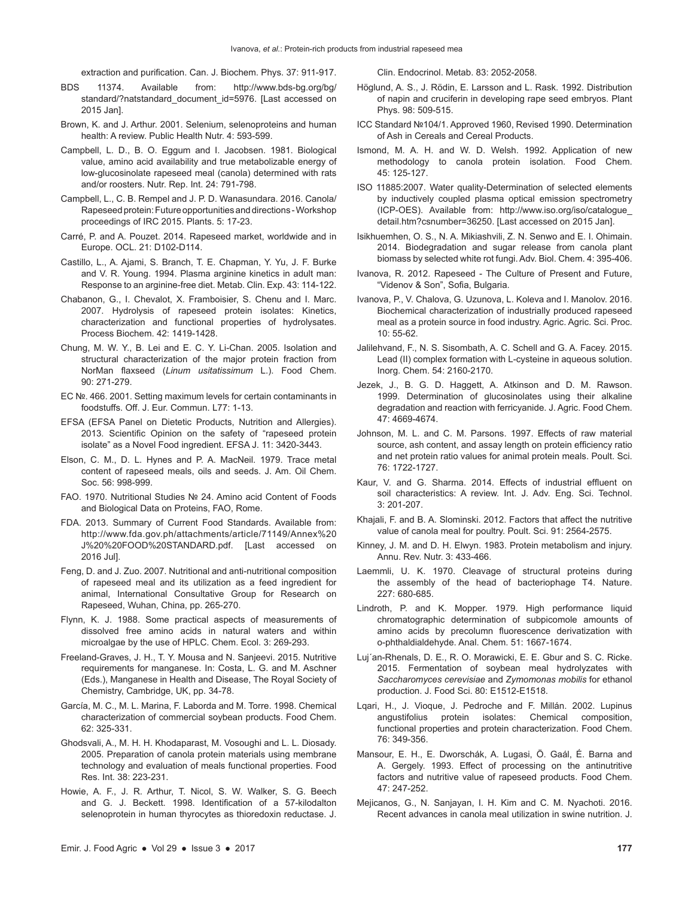extraction and purification. Can. J. Biochem. Phys. 37: 911-917.

BDS 11374. Available from: http://www.bds-bg.org/bg/standard/?natstandard_document_id=5976. [Last accessed on 2015 Jan].

Brown, K. and J. Arthur. 2001. Selenium, selenoproteins and human health: A review. Public Health Nutr. 4: 593-599.

Campbell, L. D., B. O. Eggum and I. Jacobsen. 1981. Biological value, amino acid availability and true metabolizable energy of low-glucosinolate rapeseed meal (canola) determined with rats and/or roosters. Nutr. Rep. Int. 24: 791-798.

Campbell, L., C. B. Rempel and J. P. D. Wanasundara. 2016. Canola/Rapeseed protein: Future opportunities and directions - Workshop proceedings of IRC 2015. Plants. 5: 17-23.

Carré, P. and A. Pouzet. 2014. Rapeseed market, worldwide and in Europe. OCL. 21: D102-D114.

Castillo, L., A. Ajami, S. Branch, T. E. Chapman, Y. Yu, J. F. Burke and V. R. Young. 1994. Plasma arginine kinetics in adult man: Response to an arginine-free diet. Metab. Clin. Exp. 43: 114-122.

Chabanon, G., I. Chevalot, X. Framboisier, S. Chenu and I. Marc. 2007. Hydrolysis of rapeseed protein isolates: Kinetics, characterization and functional properties of hydrolysates. Process Biochem. 42: 1419-1428.

Chung, M. W. Y., B. Lei and E. C. Y. Li-Chan. 2005. Isolation and structural characterization of the major protein fraction from NorMan flaxseed (*Linum usitatissimum* L.). Food Chem. 90: 271-279.

EC №. 466. 2001. Setting maximum levels for certain contaminants in foodstuffs. Off. J. Eur. Commun. L77: 1-13.

EFSA (EFSA Panel on Dietetic Products, Nutrition and Allergies). 2013. Scientific Opinion on the safety of "rapeseed protein isolate" as a Novel Food ingredient. EFSA J. 11: 3420-3443.

Elson, C. M., D. L. Hynes and P. A. MacNeil. 1979. Trace metal content of rapeseed meals, oils and seeds. J. Am. Oil Chem. Soc. 56: 998-999.

FAO. 1970. Nutritional Studies № 24. Amino acid Content of Foods and Biological Data on Proteins, FAO, Rome.

FDA. 2013. Summary of Current Food Standards. Available from: http://www.fda.gov.ph/attachments/article/71149/Annex%20J%20%20FOOD%20STANDARD.pdf. [Last accessed on 2016 Jul].

Feng, D. and J. Zuo. 2007. Nutritional and anti-nutritional composition of rapeseed meal and its utilization as a feed ingredient for animal, International Consultative Group for Research on Rapeseed, Wuhan, China, pp. 265-270.

Flynn, K. J. 1988. Some practical aspects of measurements of dissolved free amino acids in natural waters and within microalgae by the use of HPLC. Chem. Ecol. 3: 269-293.

Freeland-Graves, J. H., T. Y. Mousa and N. Sanjeevi. 2015. Nutritive requirements for manganese. In: Costa, L. G. and M. Aschner (Eds.), Manganese in Health and Disease, The Royal Society of Chemistry, Cambridge, UK, pp. 34-78.

García, M. C., M. L. Marina, F. Laborda and M. Torre. 1998. Chemical characterization of commercial soybean products. Food Chem. 62: 325-331.

Ghodsvali, A., M. H. H. Khodaparast, M. Vosoughi and L. L. Diosady. 2005. Preparation of canola protein materials using membrane technology and evaluation of meals functional properties. Food Res. Int. 38: 223-231.

Howie, A. F., J. R. Arthur, T. Nicol, S. W. Walker, S. G. Beech and G. J. Beckett. 1998. Identification of a 57-kilodalton selenoprotein in human thyrocytes as thioredoxin reductase. J. Clin. Endocrinol. Metab. 83: 2052-2058.

Höglund, A. S., J. Rödin, E. Larsson and L. Rask. 1992. Distribution of napin and cruciferin in developing rape seed embryos. Plant Phys. 98: 509-515.

ICC Standard №104/1. Approved 1960, Revised 1990. Determination of Ash in Cereals and Cereal Products.

Ismond, M. A. H. and W. D. Welsh. 1992. Application of new methodology to canola protein isolation. Food Chem. 45: 125-127.

ISO 11885:2007. Water quality-Determination of selected elements by inductively coupled plasma optical emission spectrometry (ICP-OES). Available from: http://www.iso.org/iso/catalogue_detail.htm?csnumber=36250. [Last accessed on 2015 Jan].

Isikhuemhen, O. S., N. A. Mikiashvili, Z. N. Senwo and E. I. Ohimain. 2014. Biodegradation and sugar release from canola plant biomass by selected white rot fungi. Adv. Biol. Chem. 4: 395-406.

Ivanova, R. 2012. Rapeseed - The Culture of Present and Future, "Videnov & Son", Sofia, Bulgaria.

Ivanova, P., V. Chalova, G. Uzunova, L. Koleva and I. Manolov. 2016. Biochemical characterization of industrially produced rapeseed meal as a protein source in food industry. Agric. Agric. Sci. Proc. 10: 55-62.

Jalilehvand, F., N. S. Sisombath, A. C. Schell and G. A. Facey. 2015. Lead (II) complex formation with L-cysteine in aqueous solution. Inorg. Chem. 54: 2160-2170.

Jezek, J., B. G. D. Haggett, A. Atkinson and D. M. Rawson. 1999. Determination of glucosinolates using their alkaline degradation and reaction with ferricyanide. J. Agric. Food Chem. 47: 4669-4674.

Johnson, M. L. and C. M. Parsons. 1997. Effects of raw material source, ash content, and assay length on protein efficiency ratio and net protein ratio values for animal protein meals. Poult. Sci. 76: 1722-1727.

Kaur, V. and G. Sharma. 2014. Effects of industrial effluent on soil characteristics: A review. Int. J. Adv. Eng. Sci. Technol. 3: 201-207.

Khajali, F. and B. A. Slominski. 2012. Factors that affect the nutritive value of canola meal for poultry. Poult. Sci. 91: 2564-2575.

Kinney, J. M. and D. H. Elwyn. 1983. Protein metabolism and injury. Annu. Rev. Nutr. 3: 433-466.

Laemmli, U. K. 1970. Cleavage of structural proteins during the assembly of the head of bacteriophage T4. Nature. 227: 680-685.

Lindroth, P. and K. Mopper. 1979. High performance liquid chromatographic determination of subpicomole amounts of amino acids by precolumn fluorescence derivatization with o-phthaldialdehyde. Anal. Chem. 51: 1667-1674.

Luj´an-Rhenals, D. E., R. O. Morawicki, E. E. Gbur and S. C. Ricke. 2015. Fermentation of soybean meal hydrolyzates with *Saccharomyces cerevisiae* and *Zymomonas mobilis* for ethanol production. J. Food Sci. 80: E1512-E1518.

Lqari, H., J. Vioque, J. Pedroche and F. Millán. 2002. Lupinus angustifolius protein isolates: Chemical composition, functional properties and protein characterization. Food Chem. 76: 349-356.

Mansour, E. H., E. Dworschák, A. Lugasi, Ö. Gaál, É. Barna and A. Gergely. 1993. Effect of processing on the antinutritive factors and nutritive value of rapeseed products. Food Chem. 47: 247-252.

Mejicanos, G., N. Sanjayan, I. H. Kim and C. M. Nyachoti. 2016. Recent advances in canola meal utilization in swine nutrition. J.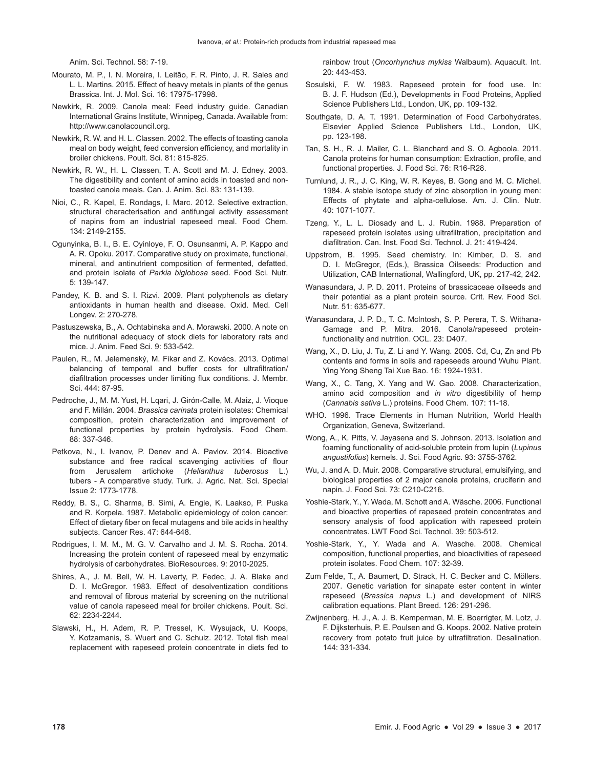Anim. Sci. Technol. 58: 7-19.

Mourato, M. P., I. N. Moreira, I. Leitão, F. R. Pinto, J. R. Sales and L. L. Martins. 2015. Effect of heavy metals in plants of the genus Brassica. Int. J. Mol. Sci. 16: 17975-17998.

Newkirk, R. 2009. Canola meal: Feed industry guide. Canadian International Grains Institute, Winnipeg, Canada. Available from: http://www.canolacouncil.org.

Newkirk, R. W. and H. L. Classen. 2002. The effects of toasting canola meal on body weight, feed conversion efficiency, and mortality in broiler chickens. Poult. Sci. 81: 815-825.

Newkirk, R. W., H. L. Classen, T. A. Scott and M. J. Edney. 2003. The digestibility and content of amino acids in toasted and non-toasted canola meals. Can. J. Anim. Sci. 83: 131-139.

Nioi, C., R. Kapel, E. Rondags, I. Marc. 2012. Selective extraction, structural characterisation and antifungal activity assessment of napins from an industrial rapeseed meal. Food Chem. 134: 2149-2155.

Ogunyinka, B. I., B. E. Oyinloye, F. O. Osunsanmi, A. P. Kappo and A. R. Opoku. 2017. Comparative study on proximate, functional, mineral, and antinutrient composition of fermented, defatted, and protein isolate of *Parkia biglobosa* seed. Food Sci. Nutr. 5: 139-147.

Pandey, K. B. and S. I. Rizvi. 2009. Plant polyphenols as dietary antioxidants in human health and disease. Oxid. Med. Cell Longev. 2: 270-278.

Pastuszewska, B., A. Ochtabinska and A. Morawski. 2000. A note on the nutritional adequacy of stock diets for laboratory rats and mice. J. Anim. Feed Sci. 9: 533-542.

Paulen, R., M. Jelemenský, M. Fikar and Z. Kovács. 2013. Optimal balancing of temporal and buffer costs for ultrafiltration/diafiltration processes under limiting flux conditions. J. Membr. Sci. 444: 87-95.

Pedroche, J., M. M. Yust, H. Lqari, J. Girón-Calle, M. Alaiz, J. Vioque and F. Millán. 2004. *Brassica carinata* protein isolates: Chemical composition, protein characterization and improvement of functional properties by protein hydrolysis. Food Chem. 88: 337-346.

Petkova, N., I. Ivanov, P. Denev and A. Pavlov. 2014. Bioactive substance and free radical scavenging activities of flour from Jerusalem artichoke (*Helianthus tuberosus* L.) tubers - A comparative study. Turk. J. Agric. Nat. Sci. Special Issue 2: 1773-1778.

Reddy, B. S., C. Sharma, B. Simi, A. Engle, K. Laakso, P. Puska and R. Korpela. 1987. Metabolic epidemiology of colon cancer: Effect of dietary fiber on fecal mutagens and bile acids in healthy subjects. Cancer Res. 47: 644-648.

Rodrigues, I. M. M., M. G. V. Carvalho and J. M. S. Rocha. 2014. Increasing the protein content of rapeseed meal by enzymatic hydrolysis of carbohydrates. BioResources. 9: 2010-2025.

Shires, A., J. M. Bell, W. H. Laverty, P. Fedec, J. A. Blake and D. I. McGregor. 1983. Effect of desolventization conditions and removal of fibrous material by screening on the nutritional value of canola rapeseed meal for broiler chickens. Poult. Sci. 62: 2234-2244.

Slawski, H., H. Adem, R. P. Tressel, K. Wysujack, U. Koops, Y. Kotzamanis, S. Wuert and C. Schulz. 2012. Total fish meal replacement with rapeseed protein concentrate in diets fed to rainbow trout (*Oncorhynchus mykiss* Walbaum). Aquacult. Int. 20: 443-453.

Sosulski, F. W. 1983. Rapeseed protein for food use. In: B. J. F. Hudson (Ed.), Developments in Food Proteins, Applied Science Publishers Ltd., London, UK, pp. 109-132.

Southgate, D. A. T. 1991. Determination of Food Carbohydrates, Elsevier Applied Science Publishers Ltd., London, UK, pp. 123-198.

Tan, S. H., R. J. Mailer, C. L. Blanchard and S. O. Agboola. 2011. Canola proteins for human consumption: Extraction, profile, and functional properties. J. Food Sci. 76: R16-R28.

Turnlund, J. R., J. C. King, W. R. Keyes, B. Gong and M. C. Michel. 1984. A stable isotope study of zinc absorption in young men: Effects of phytate and alpha-cellulose. Am. J. Clin. Nutr. 40: 1071-1077.

Tzeng, Y., L. L. Diosady and L. J. Rubin. 1988. Preparation of rapeseed protein isolates using ultrafiltration, precipitation and diafiltration. Can. Inst. Food Sci. Technol. J. 21: 419-424.

Uppstrom, B. 1995. Seed chemistry. In: Kimber, D. S. and D. I. McGregor, (Eds.), Brassica Oilseeds: Production and Utilization, CAB International, Wallingford, UK, pp. 217-42, 242.

Wanasundara, J. P. D. 2011. Proteins of brassicaceae oilseeds and their potential as a plant protein source. Crit. Rev. Food Sci. Nutr. 51: 635-677.

Wanasundara, J. P. D., T. C. McIntosh, S. P. Perera, T. S. Withana-Gamage and P. Mitra. 2016. Canola/rapeseed protein-functionality and nutrition. OCL. 23: D407.

Wang, X., D. Liu, J. Tu, Z. Li and Y. Wang. 2005. Cd, Cu, Zn and Pb contents and forms in soils and rapeseeds around Wuhu Plant. Ying Yong Sheng Tai Xue Bao. 16: 1924-1931.

Wang, X., C. Tang, X. Yang and W. Gao. 2008. Characterization, amino acid composition and *in vitro* digestibility of hemp (*Cannabis sativa* L.) proteins. Food Chem. 107: 11-18.

WHO. 1996. Trace Elements in Human Nutrition, World Health Organization, Geneva, Switzerland.

Wong, A., K. Pitts, V. Jayasena and S. Johnson. 2013. Isolation and foaming functionality of acid-soluble protein from lupin (*Lupinus angustifolius*) kernels. J. Sci. Food Agric. 93: 3755-3762.

Wu, J. and A. D. Muir. 2008. Comparative structural, emulsifying, and biological properties of 2 major canola proteins, cruciferin and napin. J. Food Sci. 73: C210-C216.

Yoshie-Stark, Y., Y. Wada, M. Schott and A. Wäsche. 2006. Functional and bioactive properties of rapeseed protein concentrates and sensory analysis of food application with rapeseed protein concentrates. LWT Food Sci. Technol. 39: 503-512.

Yoshie-Stark, Y., Y. Wada and A. Wasche. 2008. Chemical composition, functional properties, and bioactivities of rapeseed protein isolates. Food Chem. 107: 32-39.

Zum Felde, T., A. Baumert, D. Strack, H. C. Becker and C. Möllers. 2007. Genetic variation for sinapate ester content in winter rapeseed (*Brassica napus* L.) and development of NIRS calibration equations. Plant Breed. 126: 291-296.

Zwijnenberg, H. J., A. J. B. Kemperman, M. E. Boerrigter, M. Lotz, J. F. Dijksterhuis, P. E. Poulsen and G. Koops. 2002. Native protein recovery from potato fruit juice by ultrafiltration. Desalination. 144: 331-334.